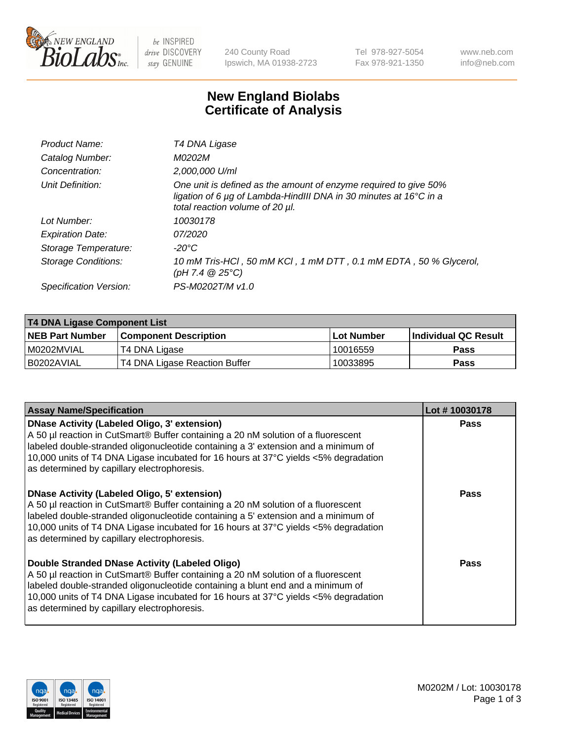# New England Biolabs Certificate of Analysis

| | |
|---|---|
| *Product Name:* | *T4 DNA Ligase* |
| *Catalog Number:* | *M0202M* |
| *Concentration:* | *2,000,000 U/ml* |
| *Unit Definition:* | *One unit is defined as the amount of enzyme required to give 50% ligation of 6 µg of Lambda-HindIII DNA in 30 minutes at 16°C in a total reaction volume of 20 µl.* |
| *Lot Number:* | *10030178* |
| *Expiration Date:* | *07/2020* |
| *Storage Temperature:* | *-20°C* |
| *Storage Conditions:* | *10 mM Tris-HCl , 50 mM KCl , 1 mM DTT , 0.1 mM EDTA , 50 % Glycerol, (pH 7.4 @ 25°C)* |
| *Specification Version:* | *PS-M0202T/M v1.0* |

| **T4 DNA Ligase Component List** | | | |
|---|---|---|---|
| **NEB Part Number** | **Component Description** | **Lot Number** | **Individual QC Result** |
| M0202MVIAL | T4 DNA Ligase | 10016559 | **Pass** |
| B0202AVIAL | T4 DNA Ligase Reaction Buffer | 10033895 | **Pass** |

| **Assay Name/Specification** | **Lot # 10030178** |
|---|---|
| **DNase Activity (Labeled Oligo, 3' extension)** A 50 µl reaction in CutSmart® Buffer containing a 20 nM solution of a fluorescent labeled double-stranded oligonucleotide containing a 3' extension and a minimum of 10,000 units of T4 DNA Ligase incubated for 16 hours at 37°C yields <5% degradation as determined by capillary electrophoresis. | **Pass** |
| **DNase Activity (Labeled Oligo, 5' extension)** A 50 µl reaction in CutSmart® Buffer containing a 20 nM solution of a fluorescent labeled double-stranded oligonucleotide containing a 5' extension and a minimum of 10,000 units of T4 DNA Ligase incubated for 16 hours at 37°C yields <5% degradation as determined by capillary electrophoresis. | **Pass** |
| **Double Stranded DNase Activity (Labeled Oligo)** A 50 µl reaction in CutSmart® Buffer containing a 20 nM solution of a fluorescent labeled double-stranded oligonucleotide containing a blunt end and a minimum of 10,000 units of T4 DNA Ligase incubated for 16 hours at 37°C yields <5% degradation as determined by capillary electrophoresis. | **Pass** |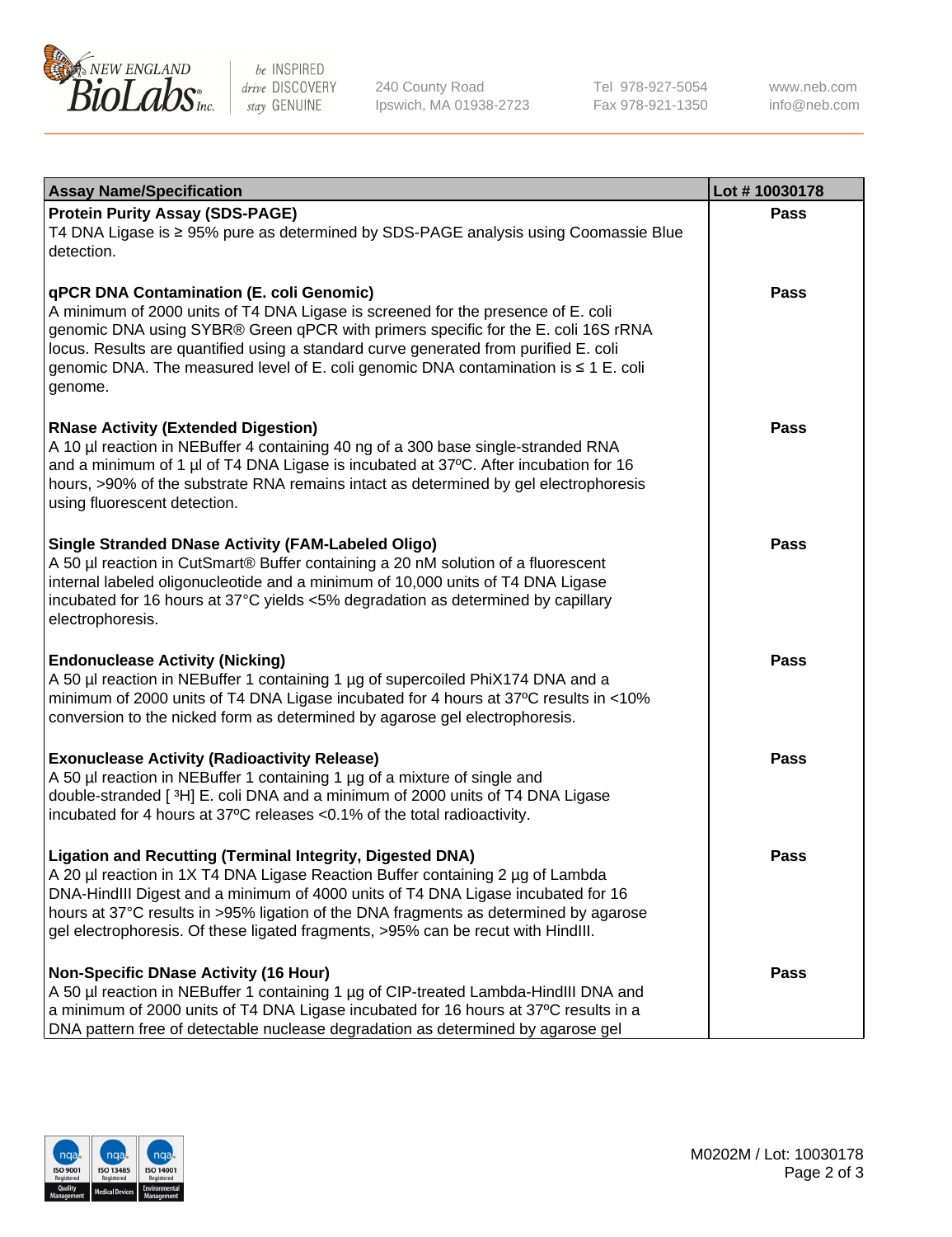| Assay Name/Specification | Lot # 10030178 |
|---|---|
| **Protein Purity Assay (SDS-PAGE)**<br>T4 DNA Ligase is ≥ 95% pure as determined by SDS-PAGE analysis using Coomassie Blue detection. | Pass |
| **qPCR DNA Contamination (E. coli Genomic)**<br>A minimum of 2000 units of T4 DNA Ligase is screened for the presence of E. coli genomic DNA using SYBR® Green qPCR with primers specific for the E. coli 16S rRNA locus. Results are quantified using a standard curve generated from purified E. coli genomic DNA. The measured level of E. coli genomic DNA contamination is ≤ 1 E. coli genome. | Pass |
| **RNase Activity (Extended Digestion)**<br>A 10 µl reaction in NEBuffer 4 containing 40 ng of a 300 base single-stranded RNA and a minimum of 1 µl of T4 DNA Ligase is incubated at 37ºC. After incubation for 16 hours, >90% of the substrate RNA remains intact as determined by gel electrophoresis using fluorescent detection. | Pass |
| **Single Stranded DNase Activity (FAM-Labeled Oligo)**<br>A 50 µl reaction in CutSmart® Buffer containing a 20 nM solution of a fluorescent internal labeled oligonucleotide and a minimum of 10,000 units of T4 DNA Ligase incubated for 16 hours at 37°C yields <5% degradation as determined by capillary electrophoresis. | Pass |
| **Endonuclease Activity (Nicking)**<br>A 50 µl reaction in NEBuffer 1 containing 1 µg of supercoiled PhiX174 DNA and a minimum of 2000 units of T4 DNA Ligase incubated for 4 hours at 37ºC results in <10% conversion to the nicked form as determined by agarose gel electrophoresis. | Pass |
| **Exonuclease Activity (Radioactivity Release)**<br>A 50 µl reaction in NEBuffer 1 containing 1 µg of a mixture of single and double-stranded [ $^3$H] E. coli DNA and a minimum of 2000 units of T4 DNA Ligase incubated for 4 hours at 37ºC releases <0.1% of the total radioactivity. | Pass |
| **Ligation and Recutting (Terminal Integrity, Digested DNA)**<br>A 20 µl reaction in 1X T4 DNA Ligase Reaction Buffer containing 2 µg of Lambda DNA-HindIII Digest and a minimum of 4000 units of T4 DNA Ligase incubated for 16 hours at 37°C results in >95% ligation of the DNA fragments as determined by agarose gel electrophoresis. Of these ligated fragments, >95% can be recut with HindIII. | Pass |
| **Non-Specific DNase Activity (16 Hour)**<br>A 50 µl reaction in NEBuffer 1 containing 1 µg of CIP-treated Lambda-HindIII DNA and a minimum of 2000 units of T4 DNA Ligase incubated for 16 hours at 37ºC results in a DNA pattern free of detectable nuclease degradation as determined by agarose gel | Pass |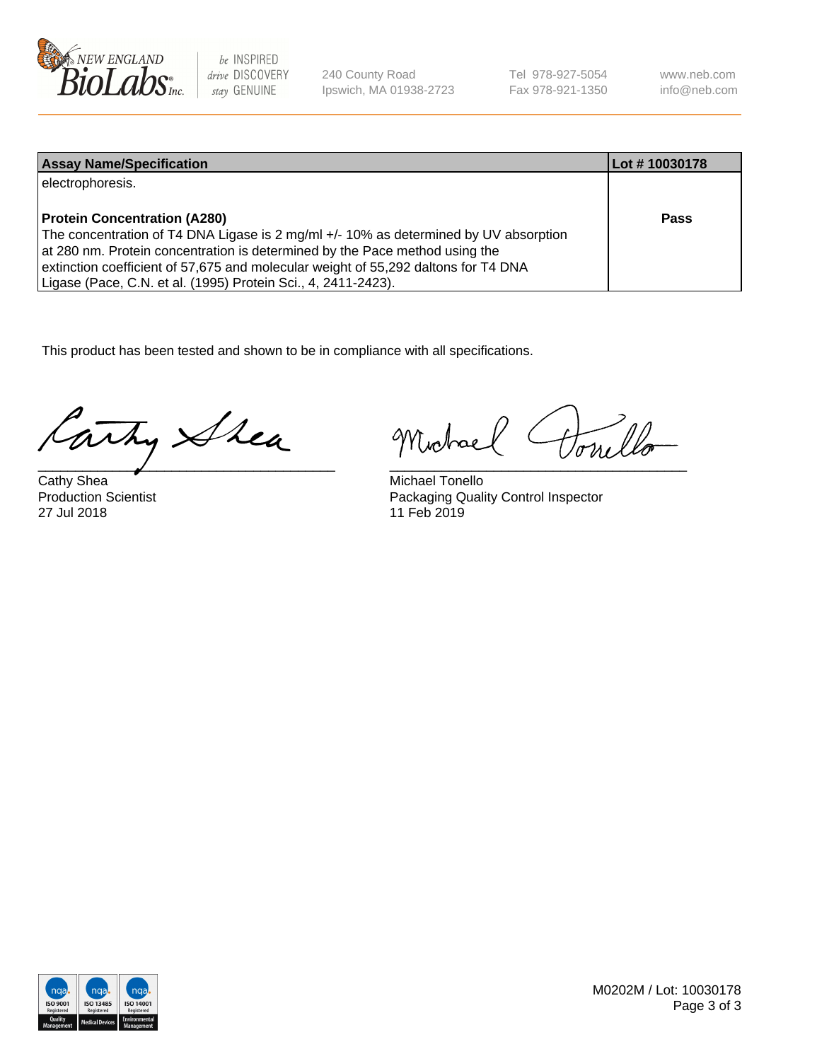| Assay Name/Specification | Lot # 10030178 |
| --- | --- |
| electrophoresis. | |
| **Protein Concentration (A280)**<br>The concentration of T4 DNA Ligase is 2 mg/ml +/- 10% as determined by UV absorption at 280 nm. Protein concentration is determined by the Pace method using the extinction coefficient of 57,675 and molecular weight of 55,292 daltons for T4 DNA Ligase (Pace, C.N. et al. (1995) Protein Sci., 4, 2411-2423). | **Pass** |

This product has been tested and shown to be in compliance with all specifications.

Cathy Shea
Production Scientist
27 Jul 2018

Michael Tonello
Packaging Quality Control Inspector
11 Feb 2019

M0202M / Lot: 10030178